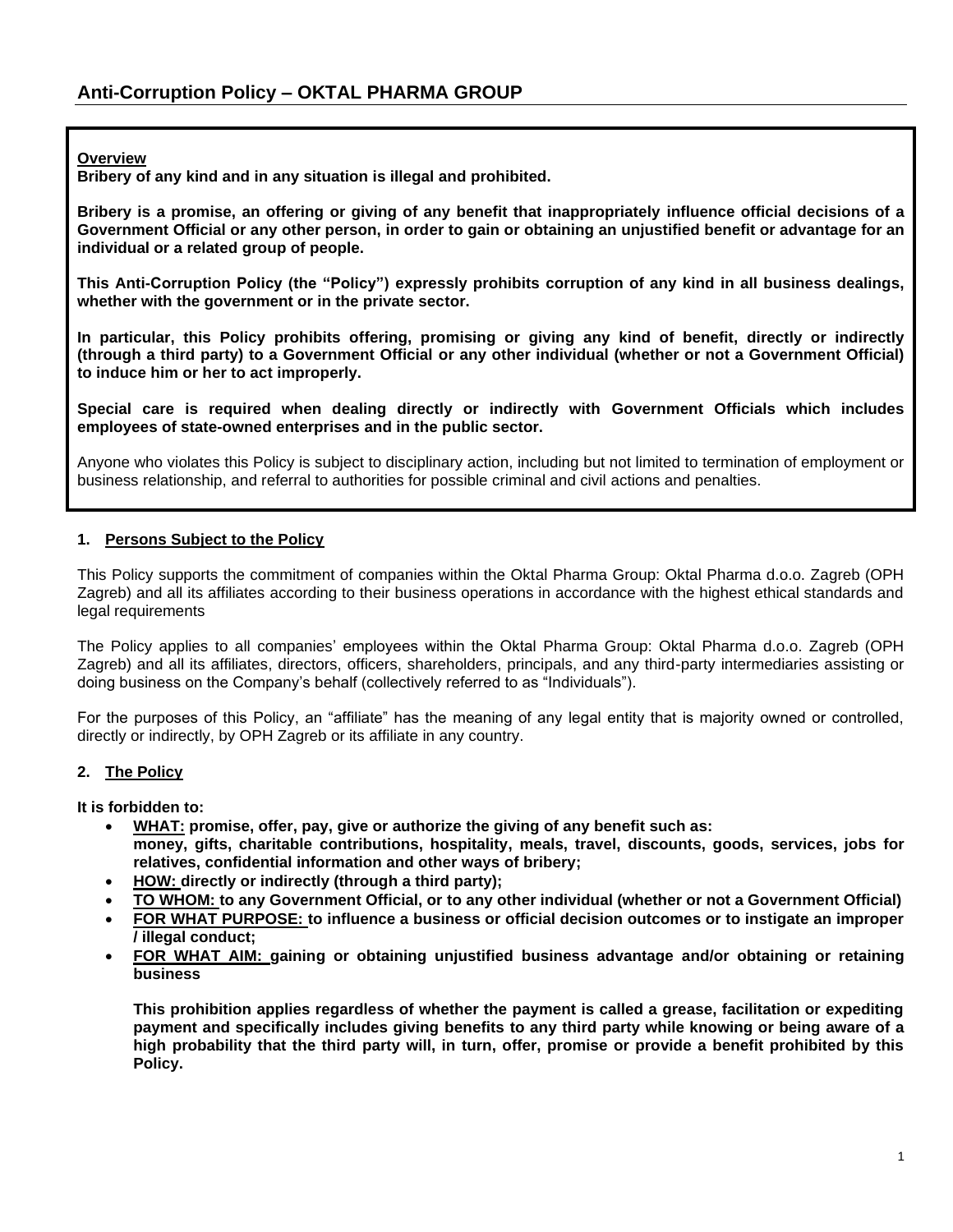## Anti-Corruption Policy – OKTAL PHARMA GROUP

**Overview**

**Bribery of any kind and in any situation is illegal and prohibited.**

**Bribery is a promise, an offering or giving of any benefit that inappropriately influence official decisions of a Government Official or any other person, in order to gain or obtaining an unjustified benefit or advantage for an individual or a related group of people.**

**This Anti-Corruption Policy (the "Policy") expressly prohibits corruption of any kind in all business dealings, whether with the government or in the private sector.**

**In particular, this Policy prohibits offering, promising or giving any kind of benefit, directly or indirectly (through a third party) to a Government Official or any other individual (whether or not a Government Official) to induce him or her to act improperly.**

**Special care is required when dealing directly or indirectly with Government Officials which includes employees of state-owned enterprises and in the public sector.**

Anyone who violates this Policy is subject to disciplinary action, including but not limited to termination of employment or business relationship, and referral to authorities for possible criminal and civil actions and penalties.

### 1. Persons Subject to the Policy

This Policy supports the commitment of companies within the Oktal Pharma Group: Oktal Pharma d.o.o. Zagreb (OPH Zagreb) and all its affiliates according to their business operations in accordance with the highest ethical standards and legal requirements

The Policy applies to all companies' employees within the Oktal Pharma Group: Oktal Pharma d.o.o. Zagreb (OPH Zagreb) and all its affiliates, directors, officers, shareholders, principals, and any third-party intermediaries assisting or doing business on the Company's behalf (collectively referred to as "Individuals").

For the purposes of this Policy, an "affiliate" has the meaning of any legal entity that is majority owned or controlled, directly or indirectly, by OPH Zagreb or its affiliate in any country.

### 2. The Policy

**It is forbidden to:**

- **WHAT: promise, offer, pay, give or authorize the giving of any benefit such as: money, gifts, charitable contributions, hospitality, meals, travel, discounts, goods, services, jobs for relatives, confidential information and other ways of bribery;**
- **HOW: directly or indirectly (through a third party);**
- **TO WHOM: to any Government Official, or to any other individual (whether or not a Government Official)**
- **FOR WHAT PURPOSE: to influence a business or official decision outcomes or to instigate an improper / illegal conduct;**
- **FOR WHAT AIM: gaining or obtaining unjustified business advantage and/or obtaining or retaining business**

  **This prohibition applies regardless of whether the payment is called a grease, facilitation or expediting payment and specifically includes giving benefits to any third party while knowing or being aware of a high probability that the third party will, in turn, offer, promise or provide a benefit prohibited by this Policy.**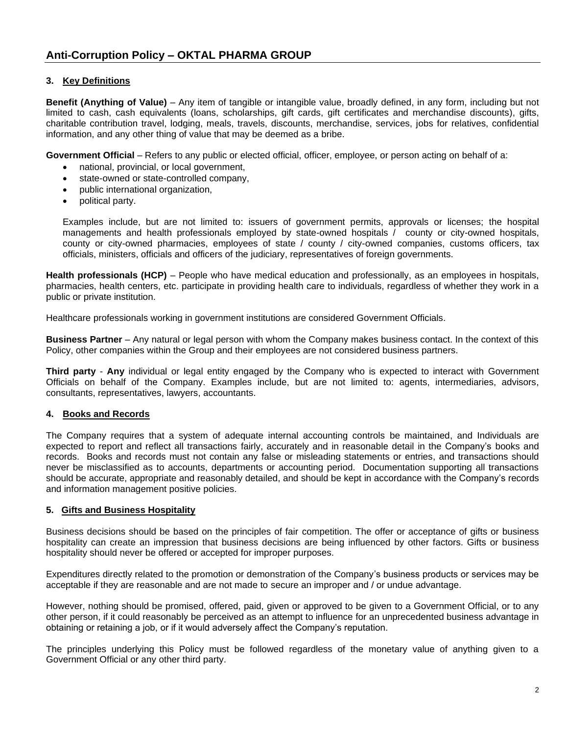## 3. Key Definitions

**Benefit (Anything of Value)** – Any item of tangible or intangible value, broadly defined, in any form, including but not limited to cash, cash equivalents (loans, scholarships, gift cards, gift certificates and merchandise discounts), gifts, charitable contribution travel, lodging, meals, travels, discounts, merchandise, services, jobs for relatives, confidential information, and any other thing of value that may be deemed as a bribe.

**Government Official** – Refers to any public or elected official, officer, employee, or person acting on behalf of a:

- national, provincial, or local government,
- state-owned or state-controlled company,
- public international organization,
- political party.

Examples include, but are not limited to: issuers of government permits, approvals or licenses; the hospital managements and health professionals employed by state-owned hospitals / county or city-owned hospitals, county or city-owned pharmacies, employees of state / county / city-owned companies, customs officers, tax officials, ministers, officials and officers of the judiciary, representatives of foreign governments.

**Health professionals (HCP)** – People who have medical education and professionally, as an employees in hospitals, pharmacies, health centers, etc. participate in providing health care to individuals, regardless of whether they work in a public or private institution.

Healthcare professionals working in government institutions are considered Government Officials.

**Business Partner** – Any natural or legal person with whom the Company makes business contact. In the context of this Policy, other companies within the Group and their employees are not considered business partners.

**Third party** - **Any** individual or legal entity engaged by the Company who is expected to interact with Government Officials on behalf of the Company. Examples include, but are not limited to: agents, intermediaries, advisors, consultants, representatives, lawyers, accountants.

## 4. Books and Records

The Company requires that a system of adequate internal accounting controls be maintained, and Individuals are expected to report and reflect all transactions fairly, accurately and in reasonable detail in the Company's books and records. Books and records must not contain any false or misleading statements or entries, and transactions should never be misclassified as to accounts, departments or accounting period. Documentation supporting all transactions should be accurate, appropriate and reasonably detailed, and should be kept in accordance with the Company's records and information management positive policies.

## 5. Gifts and Business Hospitality

Business decisions should be based on the principles of fair competition. The offer or acceptance of gifts or business hospitality can create an impression that business decisions are being influenced by other factors. Gifts or business hospitality should never be offered or accepted for improper purposes.

Expenditures directly related to the promotion or demonstration of the Company's business products or services may be acceptable if they are reasonable and are not made to secure an improper and / or undue advantage.

However, nothing should be promised, offered, paid, given or approved to be given to a Government Official, or to any other person, if it could reasonably be perceived as an attempt to influence for an unprecedented business advantage in obtaining or retaining a job, or if it would adversely affect the Company's reputation.

The principles underlying this Policy must be followed regardless of the monetary value of anything given to a Government Official or any other third party.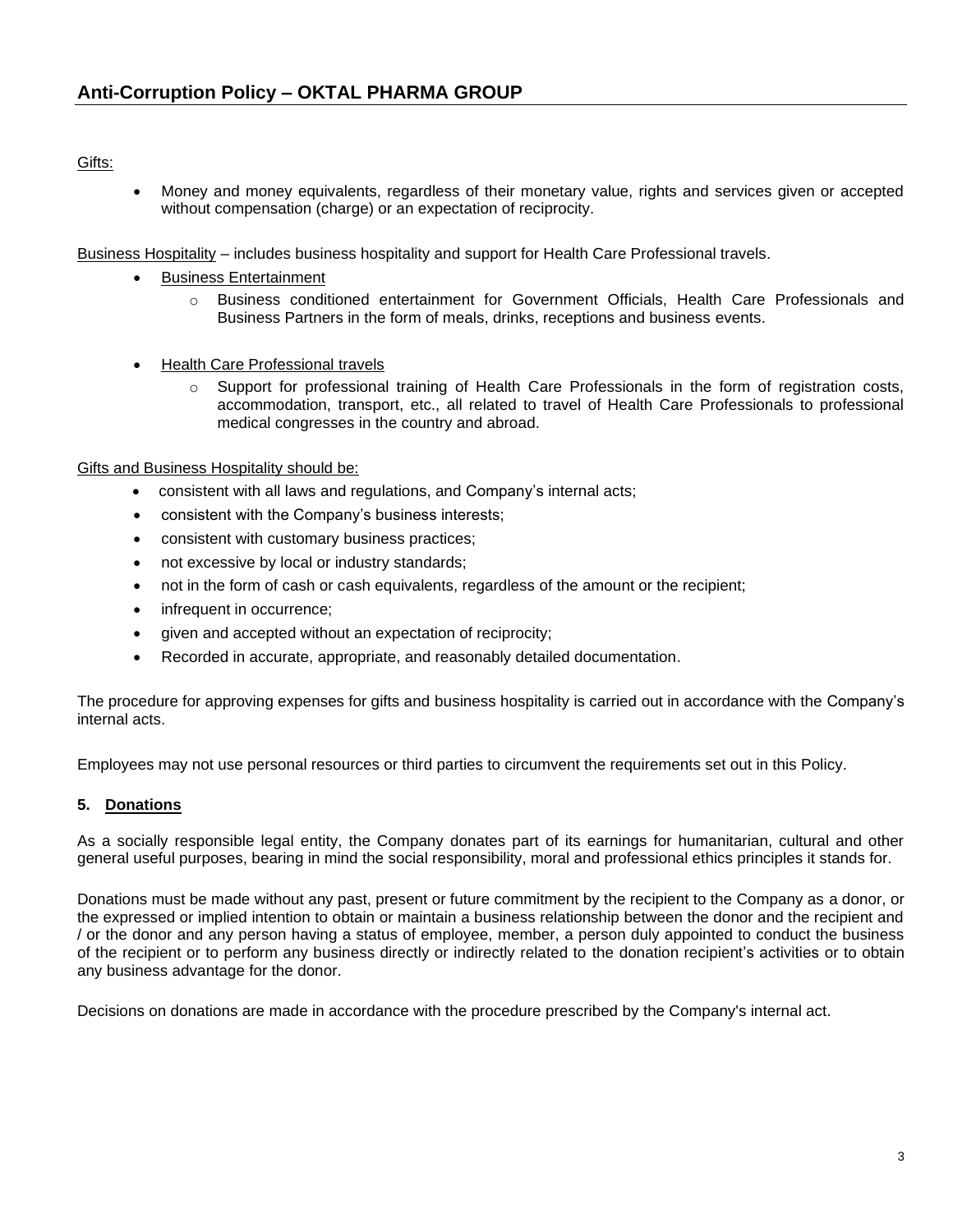Gifts:

- Money and money equivalents, regardless of their monetary value, rights and services given or accepted without compensation (charge) or an expectation of reciprocity.

Business Hospitality – includes business hospitality and support for Health Care Professional travels.

- Business Entertainment
  - Business conditioned entertainment for Government Officials, Health Care Professionals and Business Partners in the form of meals, drinks, receptions and business events.

- Health Care Professional travels
  - Support for professional training of Health Care Professionals in the form of registration costs, accommodation, transport, etc., all related to travel of Health Care Professionals to professional medical congresses in the country and abroad.

Gifts and Business Hospitality should be:

- consistent with all laws and regulations, and Company's internal acts;
- consistent with the Company's business interests;
- consistent with customary business practices;
- not excessive by local or industry standards;
- not in the form of cash or cash equivalents, regardless of the amount or the recipient;
- infrequent in occurrence;
- given and accepted without an expectation of reciprocity;
- Recorded in accurate, appropriate, and reasonably detailed documentation.

The procedure for approving expenses for gifts and business hospitality is carried out in accordance with the Company's internal acts.

Employees may not use personal resources or third parties to circumvent the requirements set out in this Policy.

## 5. Donations

As a socially responsible legal entity, the Company donates part of its earnings for humanitarian, cultural and other general useful purposes, bearing in mind the social responsibility, moral and professional ethics principles it stands for.

Donations must be made without any past, present or future commitment by the recipient to the Company as a donor, or the expressed or implied intention to obtain or maintain a business relationship between the donor and the recipient and / or the donor and any person having a status of employee, member, a person duly appointed to conduct the business of the recipient or to perform any business directly or indirectly related to the donation recipient's activities or to obtain any business advantage for the donor.

Decisions on donations are made in accordance with the procedure prescribed by the Company's internal act.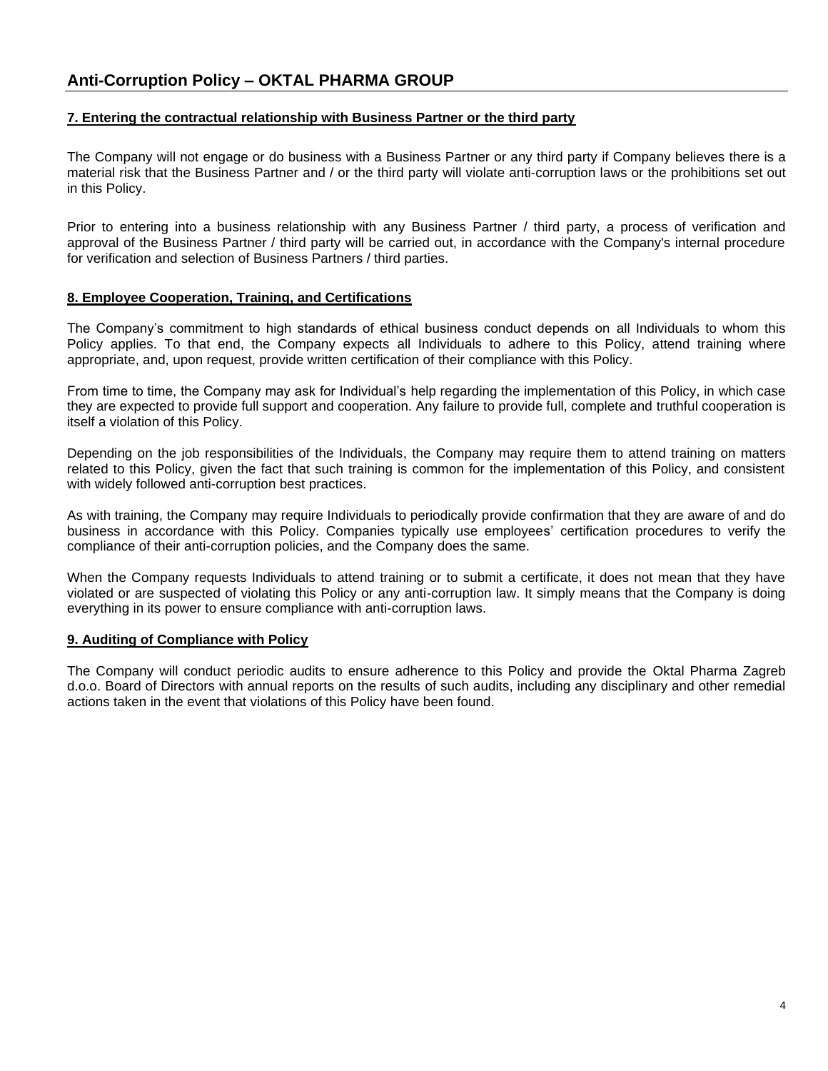### 7. Entering the contractual relationship with Business Partner or the third party

The Company will not engage or do business with a Business Partner or any third party if Company believes there is a material risk that the Business Partner and / or the third party will violate anti-corruption laws or the prohibitions set out in this Policy.

Prior to entering into a business relationship with any Business Partner / third party, a process of verification and approval of the Business Partner / third party will be carried out, in accordance with the Company's internal procedure for verification and selection of Business Partners / third parties.

### 8. Employee Cooperation, Training, and Certifications

The Company's commitment to high standards of ethical business conduct depends on all Individuals to whom this Policy applies. To that end, the Company expects all Individuals to adhere to this Policy, attend training where appropriate, and, upon request, provide written certification of their compliance with this Policy.

From time to time, the Company may ask for Individual's help regarding the implementation of this Policy, in which case they are expected to provide full support and cooperation. Any failure to provide full, complete and truthful cooperation is itself a violation of this Policy.

Depending on the job responsibilities of the Individuals, the Company may require them to attend training on matters related to this Policy, given the fact that such training is common for the implementation of this Policy, and consistent with widely followed anti-corruption best practices.

As with training, the Company may require Individuals to periodically provide confirmation that they are aware of and do business in accordance with this Policy. Companies typically use employees' certification procedures to verify the compliance of their anti-corruption policies, and the Company does the same.

When the Company requests Individuals to attend training or to submit a certificate, it does not mean that they have violated or are suspected of violating this Policy or any anti-corruption law. It simply means that the Company is doing everything in its power to ensure compliance with anti-corruption laws.

### 9. Auditing of Compliance with Policy

The Company will conduct periodic audits to ensure adherence to this Policy and provide the Oktal Pharma Zagreb d.o.o. Board of Directors with annual reports on the results of such audits, including any disciplinary and other remedial actions taken in the event that violations of this Policy have been found.